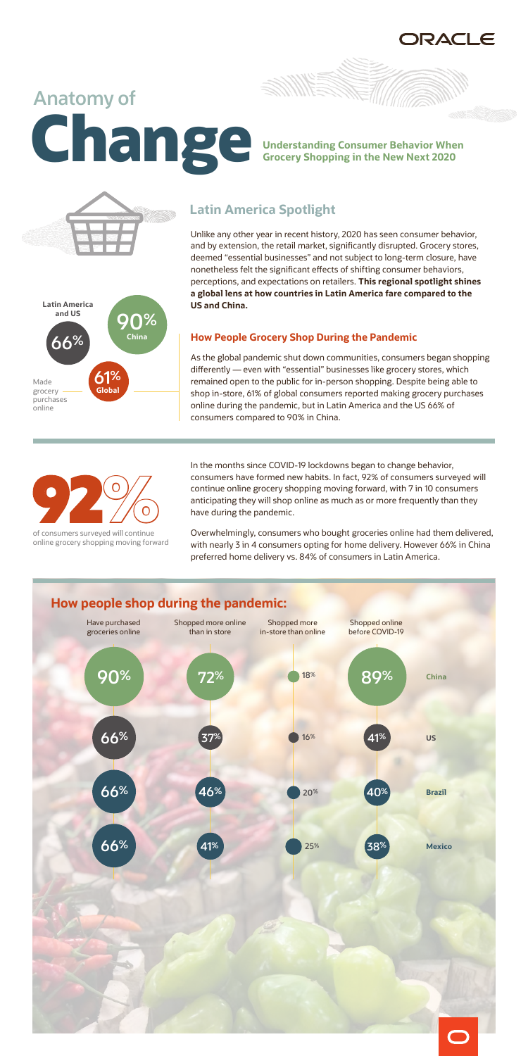# Anatomy of Change

**Understanding Consumer Behavior When Grocery Shopping in the New Next 2020**

## Latin America Spotlight

Unlike any other year in recent history, 2020 has seen consumer behavior, and by extension, the retail market, significantly disrupted. Grocery stores, deemed "essential businesses" and not subject to long-term closure, have nonetheless felt the significant effects of shifting consumer behaviors, perceptions, and expectations on retailers. **This regional spotlight shines a global lens at how countries in Latin America fare compared to the US and China.**

Made grocery purchases online:

- Latin America and US: 66%
- China: 90%
- Global: 61%

### How People Grocery Shop During the Pandemic

As the global pandemic shut down communities, consumers began shopping differently — even with "essential" businesses like grocery stores, which remained open to the public for in-person shopping. Despite being able to shop in-store, 61% of global consumers reported making grocery purchases online during the pandemic, but in Latin America and the US 66% of consumers compared to 90% in China.

**92%** of consumers surveyed will continue online grocery shopping moving forward

In the months since COVID-19 lockdowns began to change behavior, consumers have formed new habits. In fact, 92% of consumers surveyed will continue online grocery shopping moving forward, with 7 in 10 consumers anticipating they will shop online as much as or more frequently than they have during the pandemic.

Overwhelmingly, consumers who bought groceries online had them delivered, with nearly 3 in 4 consumers opting for home delivery. However 66% in China preferred home delivery vs. 84% of consumers in Latin America.

## How people shop during the pandemic:

| | Have purchased groceries online | Shopped more online than in store | Shopped more in-store than online | Shopped online before COVID-19 |
|---|---|---|---|---|
| China | 90% | 72% | 18% | 89% |
| US | 66% | 37% | 16% | 41% |
| Brazil | 66% | 46% | 20% | 40% |
| Mexico | 66% | 41% | 25% | 38% |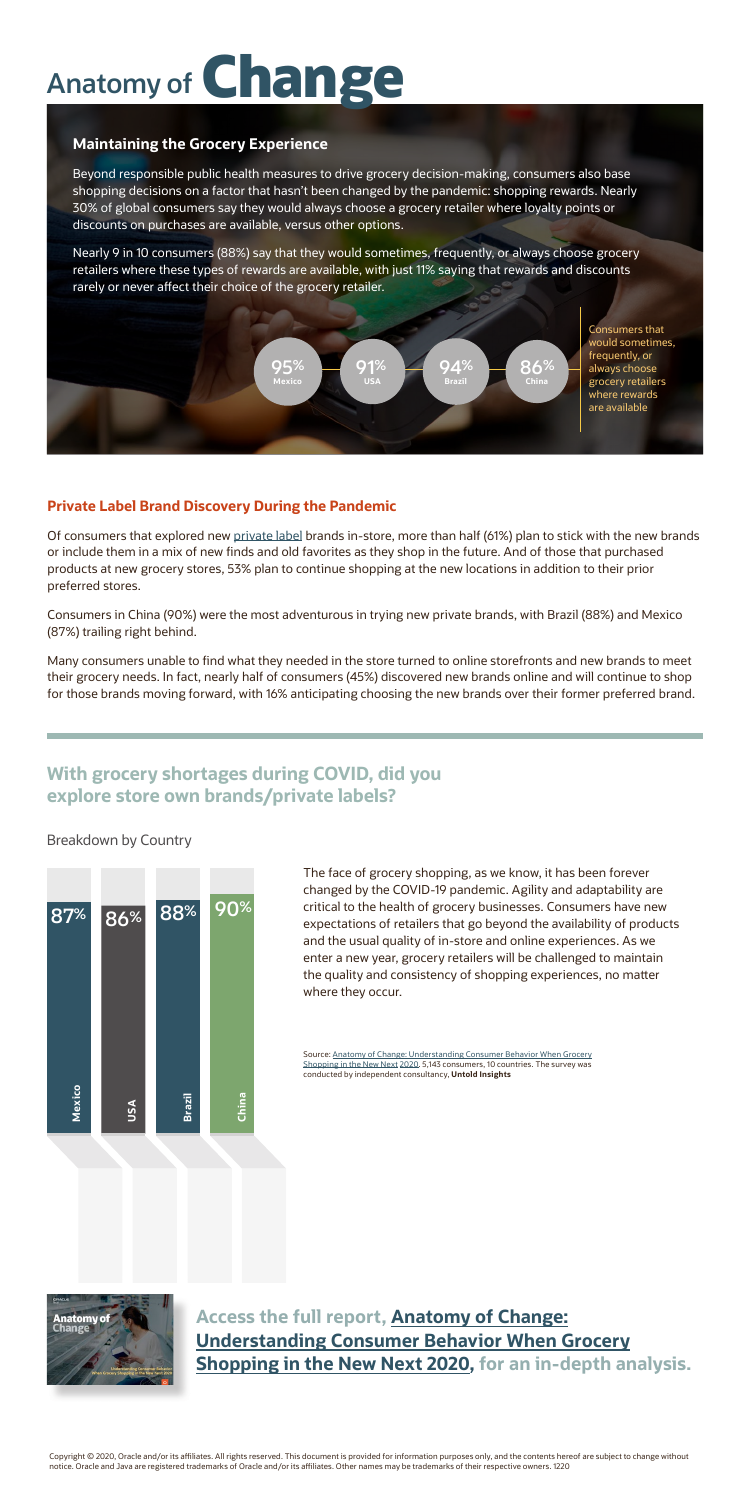# Anatomy of Change

## Maintaining the Grocery Experience

Beyond responsible public health measures to drive grocery decision-making, consumers also base shopping decisions on a factor that hasn't been changed by the pandemic: shopping rewards. Nearly 30% of global consumers say they would always choose a grocery retailer where loyalty points or discounts on purchases are available, versus other options.

Nearly 9 in 10 consumers (88%) say that they would sometimes, frequently, or always choose grocery retailers where these types of rewards are available, with just 11% saying that rewards and discounts rarely or never affect their choice of the grocery retailer.

95% Mexico

91% USA

94% Brazil

86% China

Consumers that would sometimes, frequently, or always choose grocery retailers where rewards are available

## Private Label Brand Discovery During the Pandemic

Of consumers that explored new private label brands in-store, more than half (61%) plan to stick with the new brands or include them in a mix of new finds and old favorites as they shop in the future. And of those that purchased products at new grocery stores, 53% plan to continue shopping at the new locations in addition to their prior preferred stores.

Consumers in China (90%) were the most adventurous in trying new private brands, with Brazil (88%) and Mexico (87%) trailing right behind.

Many consumers unable to find what they needed in the store turned to online storefronts and new brands to meet their grocery needs. In fact, nearly half of consumers (45%) discovered new brands online and will continue to shop for those brands moving forward, with 16% anticipating choosing the new brands over their former preferred brand.

## With grocery shortages during COVID, did you explore store own brands/private labels?

Breakdown by Country

87% Mexico

86% USA

88% Brazil

90% China

The face of grocery shopping, as we know, it has been forever changed by the COVID-19 pandemic. Agility and adaptability are critical to the health of grocery businesses. Consumers have new expectations of retailers that go beyond the availability of products and the usual quality of in-store and online experiences. As we enter a new year, grocery retailers will be challenged to maintain the quality and consistency of shopping experiences, no matter where they occur.

Source: Anatomy of Change: Understanding Consumer Behavior When Grocery Shopping in the New Next 2020, 5,143 consumers, 10 countries. The survey was conducted by independent consultancy, **Untold Insights**

**Access the full report, Anatomy of Change: Understanding Consumer Behavior When Grocery Shopping in the New Next 2020, for an in-depth analysis.**

Copyright © 2020, Oracle and/or its affiliates. All rights reserved. This document is provided for information purposes only, and the contents hereof are subject to change without notice. Oracle and Java are registered trademarks of Oracle and/or its affiliates. Other names may be trademarks of their respective owners. 1220